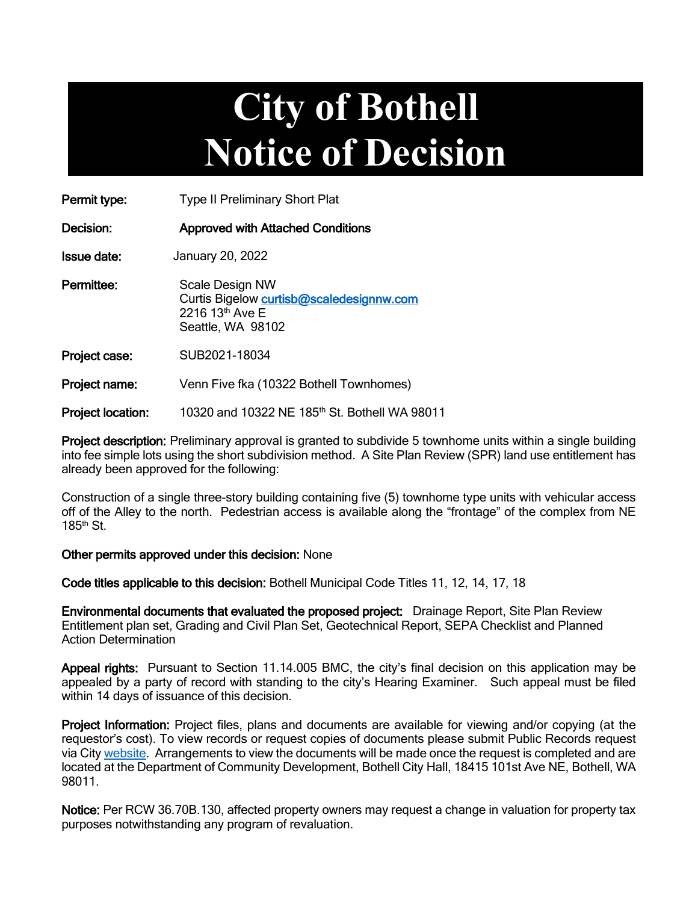# City of Bothell
# Notice of Decision

**Permit type:** Type II Preliminary Short Plat

**Decision:** **Approved with Attached Conditions**

**Issue date:** January 20, 2022

**Permittee:** Scale Design NW
Curtis Bigelow curtisb@scaledesignnw.com
2216 13th Ave E
Seattle, WA 98102

**Project case:** SUB2021-18034

**Project name:** Venn Five fka (10322 Bothell Townhomes)

**Project location:** 10320 and 10322 NE 185th St. Bothell WA 98011

**Project description:** Preliminary approval is granted to subdivide 5 townhome units within a single building into fee simple lots using the short subdivision method. A Site Plan Review (SPR) land use entitlement has already been approved for the following:

Construction of a single three-story building containing five (5) townhome type units with vehicular access off of the Alley to the north. Pedestrian access is available along the "frontage" of the complex from NE 185th St.

**Other permits approved under this decision:** None

**Code titles applicable to this decision:** Bothell Municipal Code Titles 11, 12, 14, 17, 18

**Environmental documents that evaluated the proposed project:** Drainage Report, Site Plan Review Entitlement plan set, Grading and Civil Plan Set, Geotechnical Report, SEPA Checklist and Planned Action Determination

**Appeal rights:** Pursuant to Section 11.14.005 BMC, the city's final decision on this application may be appealed by a party of record with standing to the city's Hearing Examiner. Such appeal must be filed within 14 days of issuance of this decision.

**Project Information:** Project files, plans and documents are available for viewing and/or copying (at the requestor's cost). To view records or request copies of documents please submit Public Records request via City website. Arrangements to view the documents will be made once the request is completed and are located at the Department of Community Development, Bothell City Hall, 18415 101st Ave NE, Bothell, WA 98011.

**Notice:** Per RCW 36.70B.130, affected property owners may request a change in valuation for property tax purposes notwithstanding any program of revaluation.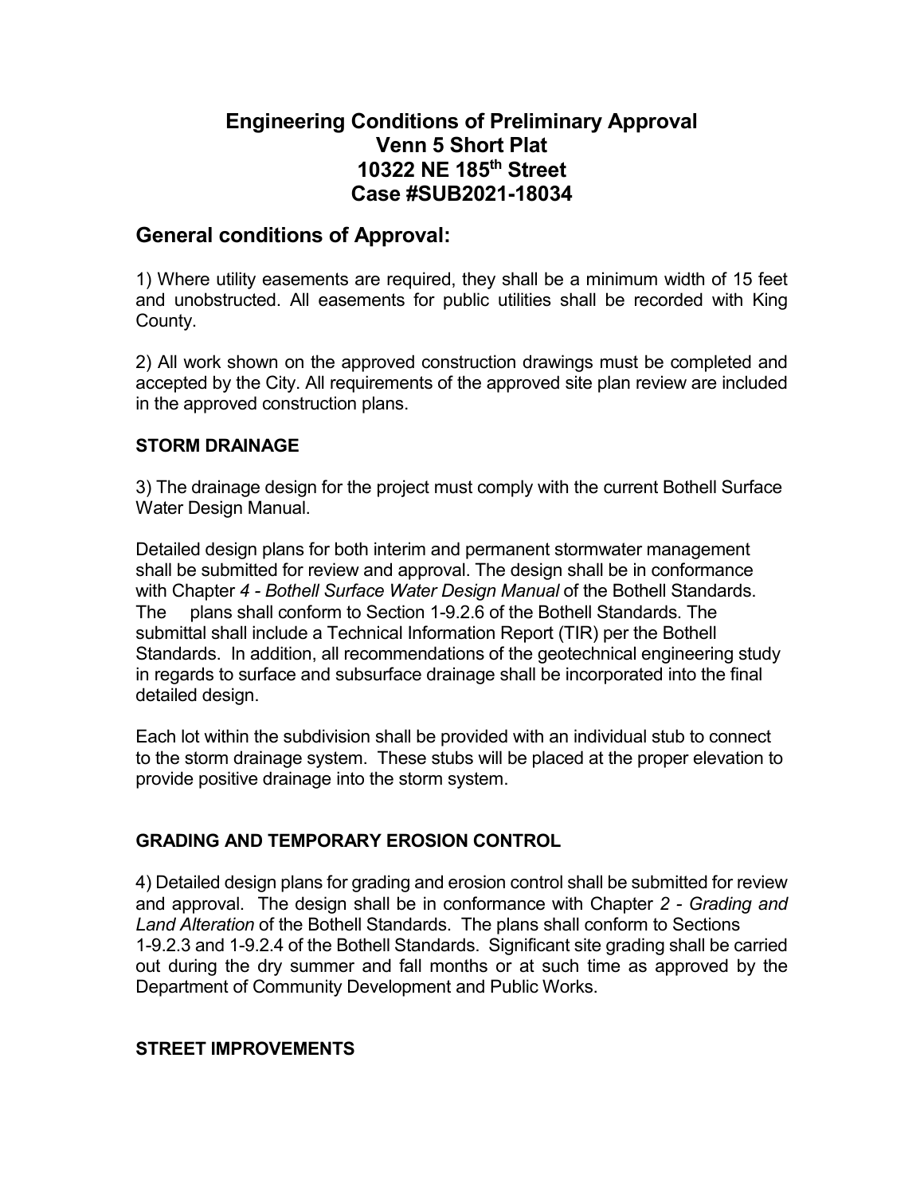# Engineering Conditions of Preliminary Approval
# Venn 5 Short Plat
# 10322 NE 185th Street
# Case #SUB2021-18034

## General conditions of Approval:

1) Where utility easements are required, they shall be a minimum width of 15 feet and unobstructed. All easements for public utilities shall be recorded with King County.

2) All work shown on the approved construction drawings must be completed and accepted by the City. All requirements of the approved site plan review are included in the approved construction plans.

### STORM DRAINAGE

3) The drainage design for the project must comply with the current Bothell Surface Water Design Manual.

Detailed design plans for both interim and permanent stormwater management shall be submitted for review and approval. The design shall be in conformance with Chapter *4 - Bothell Surface Water Design Manual* of the Bothell Standards. The plans shall conform to Section 1-9.2.6 of the Bothell Standards. The submittal shall include a Technical Information Report (TIR) per the Bothell Standards. In addition, all recommendations of the geotechnical engineering study in regards to surface and subsurface drainage shall be incorporated into the final detailed design.

Each lot within the subdivision shall be provided with an individual stub to connect to the storm drainage system. These stubs will be placed at the proper elevation to provide positive drainage into the storm system.

### GRADING AND TEMPORARY EROSION CONTROL

4) Detailed design plans for grading and erosion control shall be submitted for review and approval. The design shall be in conformance with Chapter *2 - Grading and Land Alteration* of the Bothell Standards. The plans shall conform to Sections 1-9.2.3 and 1-9.2.4 of the Bothell Standards. Significant site grading shall be carried out during the dry summer and fall months or at such time as approved by the Department of Community Development and Public Works.

### STREET IMPROVEMENTS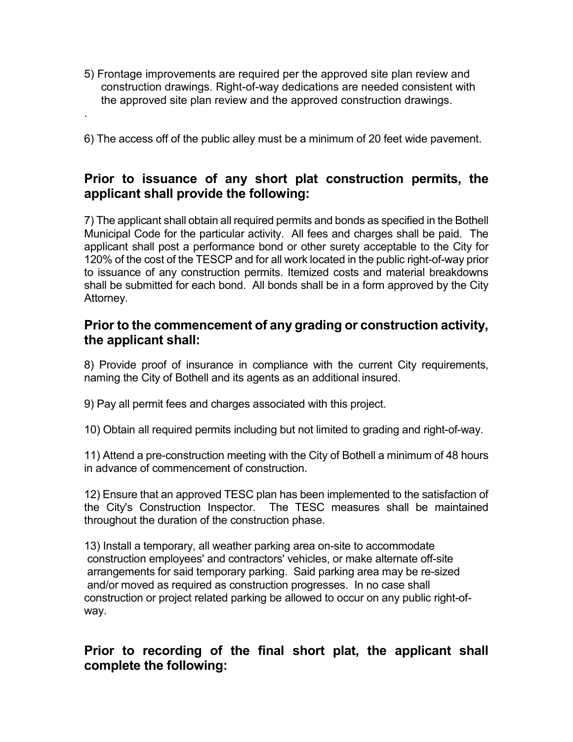5) Frontage improvements are required per the approved site plan review and construction drawings. Right-of-way dedications are needed consistent with the approved site plan review and the approved construction drawings.

.

6) The access off of the public alley must be a minimum of 20 feet wide pavement.

## Prior to issuance of any short plat construction permits, the applicant shall provide the following:

7) The applicant shall obtain all required permits and bonds as specified in the Bothell Municipal Code for the particular activity. All fees and charges shall be paid. The applicant shall post a performance bond or other surety acceptable to the City for 120% of the cost of the TESCP and for all work located in the public right-of-way prior to issuance of any construction permits. Itemized costs and material breakdowns shall be submitted for each bond. All bonds shall be in a form approved by the City Attorney.

## Prior to the commencement of any grading or construction activity, the applicant shall:

8) Provide proof of insurance in compliance with the current City requirements, naming the City of Bothell and its agents as an additional insured.

9) Pay all permit fees and charges associated with this project.

10) Obtain all required permits including but not limited to grading and right-of-way.

11) Attend a pre-construction meeting with the City of Bothell a minimum of 48 hours in advance of commencement of construction.

12) Ensure that an approved TESC plan has been implemented to the satisfaction of the City's Construction Inspector. The TESC measures shall be maintained throughout the duration of the construction phase.

13) Install a temporary, all weather parking area on-site to accommodate construction employees' and contractors' vehicles, or make alternate off-site arrangements for said temporary parking. Said parking area may be re-sized and/or moved as required as construction progresses. In no case shall construction or project related parking be allowed to occur on any public right-of-way.

## Prior to recording of the final short plat, the applicant shall complete the following: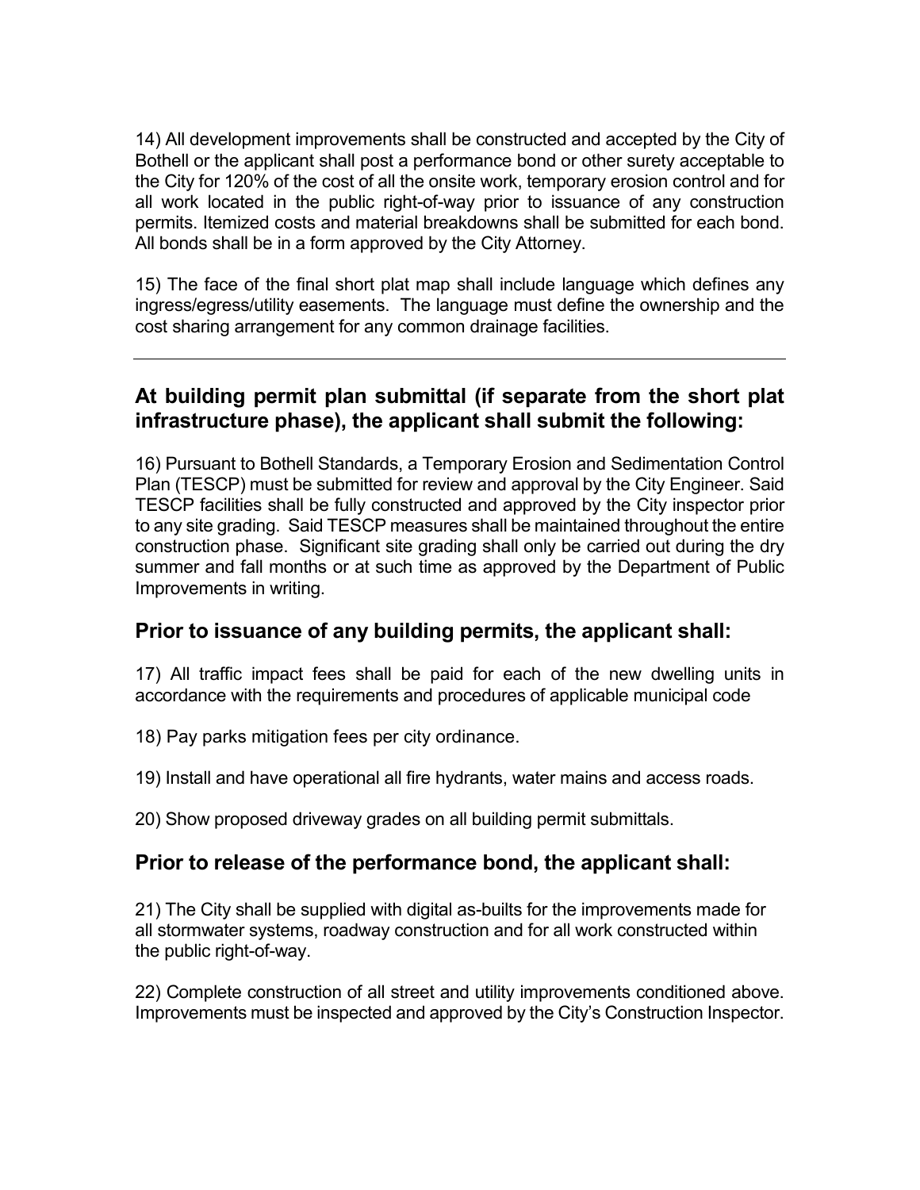14) All development improvements shall be constructed and accepted by the City of Bothell or the applicant shall post a performance bond or other surety acceptable to the City for 120% of the cost of all the onsite work, temporary erosion control and for all work located in the public right-of-way prior to issuance of any construction permits. Itemized costs and material breakdowns shall be submitted for each bond. All bonds shall be in a form approved by the City Attorney.

15) The face of the final short plat map shall include language which defines any ingress/egress/utility easements. The language must define the ownership and the cost sharing arrangement for any common drainage facilities.

---

## At building permit plan submittal (if separate from the short plat infrastructure phase), the applicant shall submit the following:

16) Pursuant to Bothell Standards, a Temporary Erosion and Sedimentation Control Plan (TESCP) must be submitted for review and approval by the City Engineer. Said TESCP facilities shall be fully constructed and approved by the City inspector prior to any site grading. Said TESCP measures shall be maintained throughout the entire construction phase. Significant site grading shall only be carried out during the dry summer and fall months or at such time as approved by the Department of Public Improvements in writing.

## Prior to issuance of any building permits, the applicant shall:

17) All traffic impact fees shall be paid for each of the new dwelling units in accordance with the requirements and procedures of applicable municipal code

18) Pay parks mitigation fees per city ordinance.

19) Install and have operational all fire hydrants, water mains and access roads.

20) Show proposed driveway grades on all building permit submittals.

## Prior to release of the performance bond, the applicant shall:

21) The City shall be supplied with digital as-builts for the improvements made for all stormwater systems, roadway construction and for all work constructed within the public right-of-way.

22) Complete construction of all street and utility improvements conditioned above. Improvements must be inspected and approved by the City's Construction Inspector.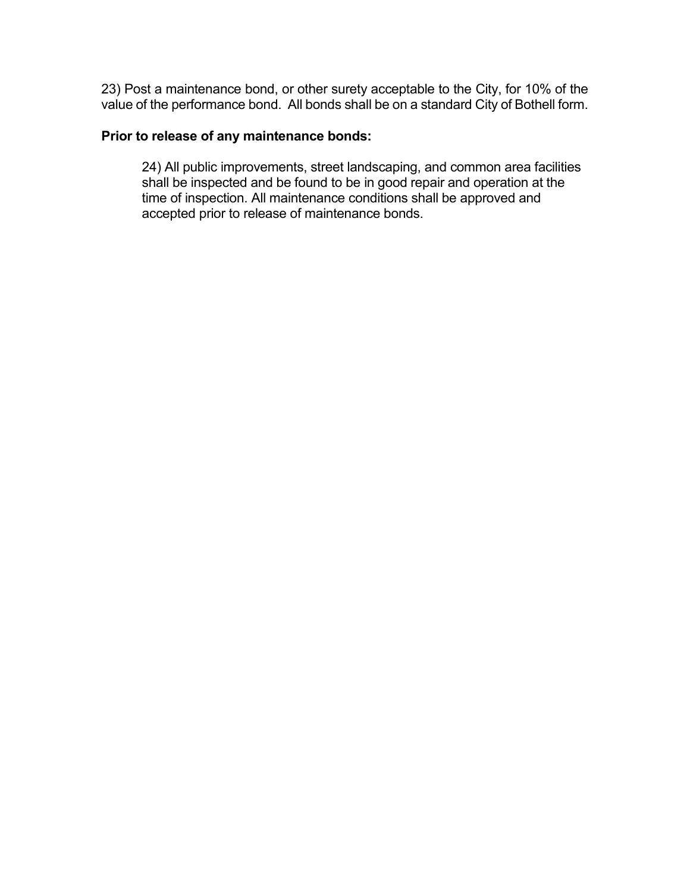23) Post a maintenance bond, or other surety acceptable to the City, for 10% of the value of the performance bond. All bonds shall be on a standard City of Bothell form.

**Prior to release of any maintenance bonds:**

24) All public improvements, street landscaping, and common area facilities shall be inspected and be found to be in good repair and operation at the time of inspection. All maintenance conditions shall be approved and accepted prior to release of maintenance bonds.